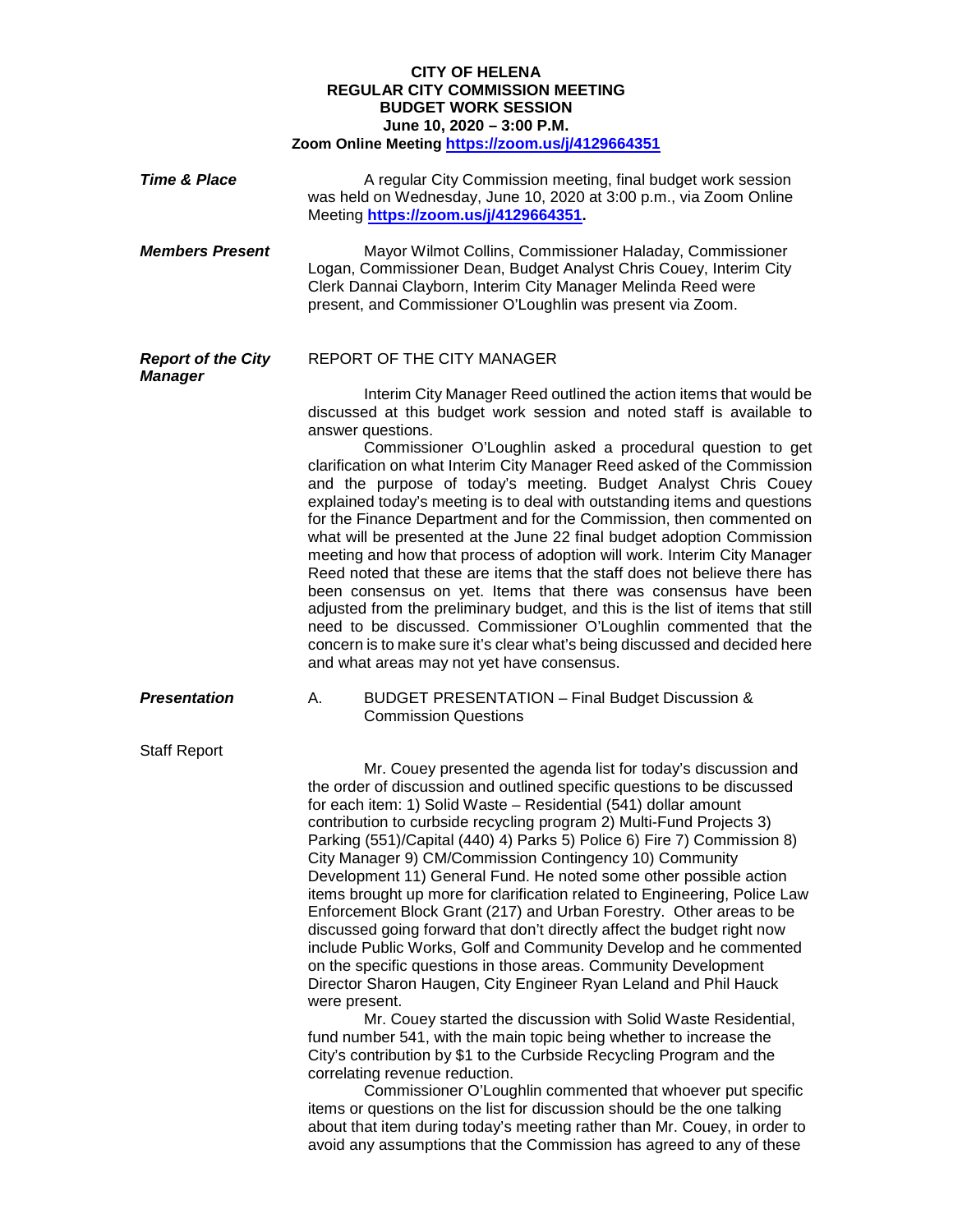**CITY OF HELENA**
**REGULAR CITY COMMISSION MEETING**
**BUDGET WORK SESSION**
**June 10, 2020 – 3:00 P.M.**
**Zoom Online Meeting [https://zoom.us/j/4129664351](https://zoom.us/j/4129664351)**

***Time & Place***

A regular City Commission meeting, final budget work session was held on Wednesday, June 10, 2020 at 3:00 p.m., via Zoom Online Meeting **[https://zoom.us/j/4129664351](https://zoom.us/j/4129664351).**

***Members Present***

Mayor Wilmot Collins, Commissioner Haladay, Commissioner Logan, Commissioner Dean, Budget Analyst Chris Couey, Interim City Clerk Dannai Clayborn, Interim City Manager Melinda Reed were present, and Commissioner O'Loughlin was present via Zoom.

***Report of the City Manager***

REPORT OF THE CITY MANAGER

Interim City Manager Reed outlined the action items that would be discussed at this budget work session and noted staff is available to answer questions.

Commissioner O'Loughlin asked a procedural question to get clarification on what Interim City Manager Reed asked of the Commission and the purpose of today's meeting. Budget Analyst Chris Couey explained today's meeting is to deal with outstanding items and questions for the Finance Department and for the Commission, then commented on what will be presented at the June 22 final budget adoption Commission meeting and how that process of adoption will work. Interim City Manager Reed noted that these are items that the staff does not believe there has been consensus on yet. Items that there was consensus have been adjusted from the preliminary budget, and this is the list of items that still need to be discussed. Commissioner O'Loughlin commented that the concern is to make sure it's clear what's being discussed and decided here and what areas may not yet have consensus.

***Presentation***

A. BUDGET PRESENTATION – Final Budget Discussion & Commission Questions

Staff Report

Mr. Couey presented the agenda list for today's discussion and the order of discussion and outlined specific questions to be discussed for each item: 1) Solid Waste – Residential (541) dollar amount contribution to curbside recycling program 2) Multi-Fund Projects 3) Parking (551)/Capital (440) 4) Parks 5) Police 6) Fire 7) Commission 8) City Manager 9) CM/Commission Contingency 10) Community Development 11) General Fund. He noted some other possible action items brought up more for clarification related to Engineering, Police Law Enforcement Block Grant (217) and Urban Forestry. Other areas to be discussed going forward that don't directly affect the budget right now include Public Works, Golf and Community Develop and he commented on the specific questions in those areas. Community Development Director Sharon Haugen, City Engineer Ryan Leland and Phil Hauck were present.

Mr. Couey started the discussion with Solid Waste Residential, fund number 541, with the main topic being whether to increase the City's contribution by $1 to the Curbside Recycling Program and the correlating revenue reduction.

Commissioner O'Loughlin commented that whoever put specific items or questions on the list for discussion should be the one talking about that item during today's meeting rather than Mr. Couey, in order to avoid any assumptions that the Commission has agreed to any of these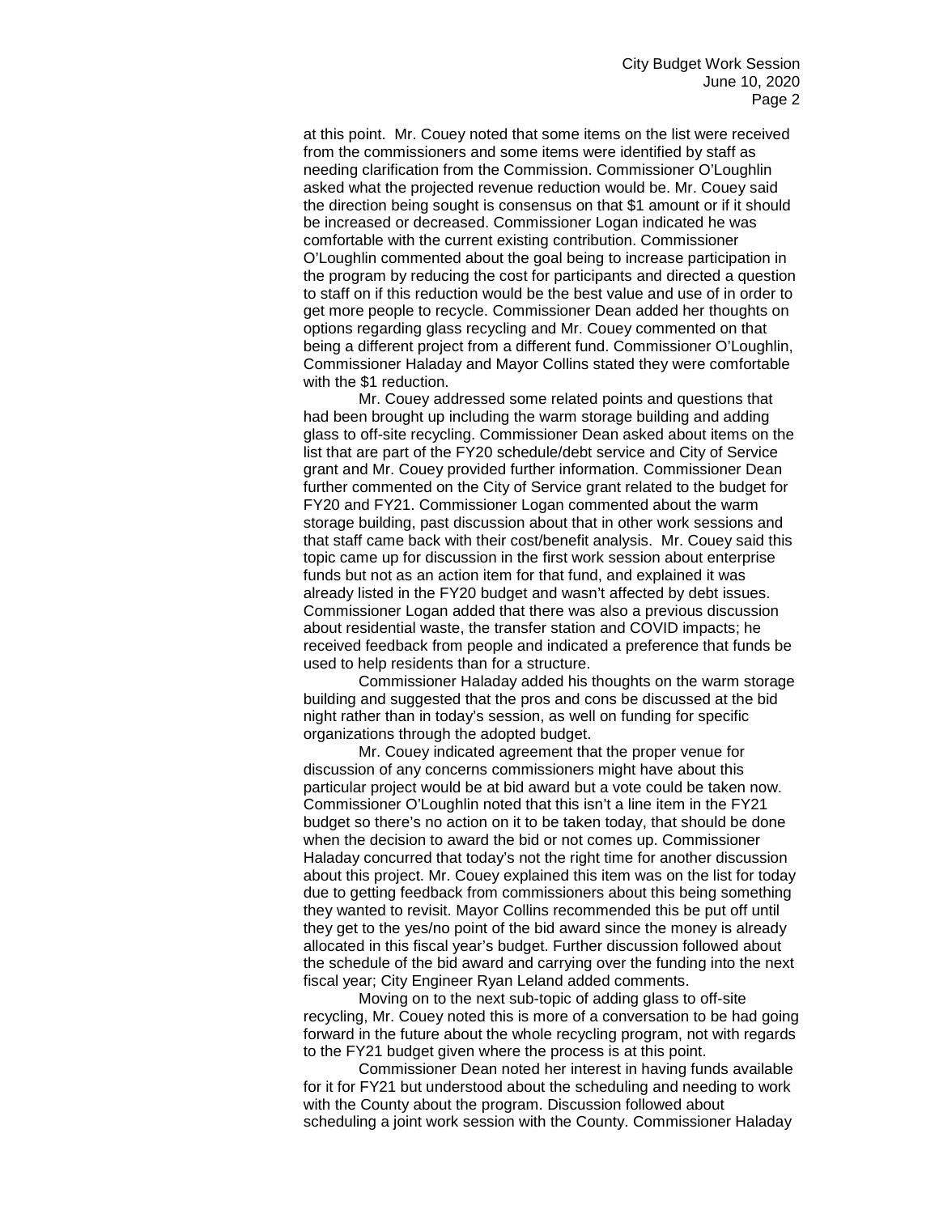at this point. Mr. Couey noted that some items on the list were received from the commissioners and some items were identified by staff as needing clarification from the Commission. Commissioner O'Loughlin asked what the projected revenue reduction would be. Mr. Couey said the direction being sought is consensus on that $1 amount or if it should be increased or decreased. Commissioner Logan indicated he was comfortable with the current existing contribution. Commissioner O'Loughlin commented about the goal being to increase participation in the program by reducing the cost for participants and directed a question to staff on if this reduction would be the best value and use of in order to get more people to recycle. Commissioner Dean added her thoughts on options regarding glass recycling and Mr. Couey commented on that being a different project from a different fund. Commissioner O'Loughlin, Commissioner Haladay and Mayor Collins stated they were comfortable with the $1 reduction.

Mr. Couey addressed some related points and questions that had been brought up including the warm storage building and adding glass to off-site recycling. Commissioner Dean asked about items on the list that are part of the FY20 schedule/debt service and City of Service grant and Mr. Couey provided further information. Commissioner Dean further commented on the City of Service grant related to the budget for FY20 and FY21. Commissioner Logan commented about the warm storage building, past discussion about that in other work sessions and that staff came back with their cost/benefit analysis. Mr. Couey said this topic came up for discussion in the first work session about enterprise funds but not as an action item for that fund, and explained it was already listed in the FY20 budget and wasn't affected by debt issues. Commissioner Logan added that there was also a previous discussion about residential waste, the transfer station and COVID impacts; he received feedback from people and indicated a preference that funds be used to help residents than for a structure.

Commissioner Haladay added his thoughts on the warm storage building and suggested that the pros and cons be discussed at the bid night rather than in today's session, as well on funding for specific organizations through the adopted budget.

Mr. Couey indicated agreement that the proper venue for discussion of any concerns commissioners might have about this particular project would be at bid award but a vote could be taken now. Commissioner O'Loughlin noted that this isn't a line item in the FY21 budget so there's no action on it to be taken today, that should be done when the decision to award the bid or not comes up. Commissioner Haladay concurred that today's not the right time for another discussion about this project. Mr. Couey explained this item was on the list for today due to getting feedback from commissioners about this being something they wanted to revisit. Mayor Collins recommended this be put off until they get to the yes/no point of the bid award since the money is already allocated in this fiscal year's budget. Further discussion followed about the schedule of the bid award and carrying over the funding into the next fiscal year; City Engineer Ryan Leland added comments.

Moving on to the next sub-topic of adding glass to off-site recycling, Mr. Couey noted this is more of a conversation to be had going forward in the future about the whole recycling program, not with regards to the FY21 budget given where the process is at this point.

Commissioner Dean noted her interest in having funds available for it for FY21 but understood about the scheduling and needing to work with the County about the program. Discussion followed about scheduling a joint work session with the County. Commissioner Haladay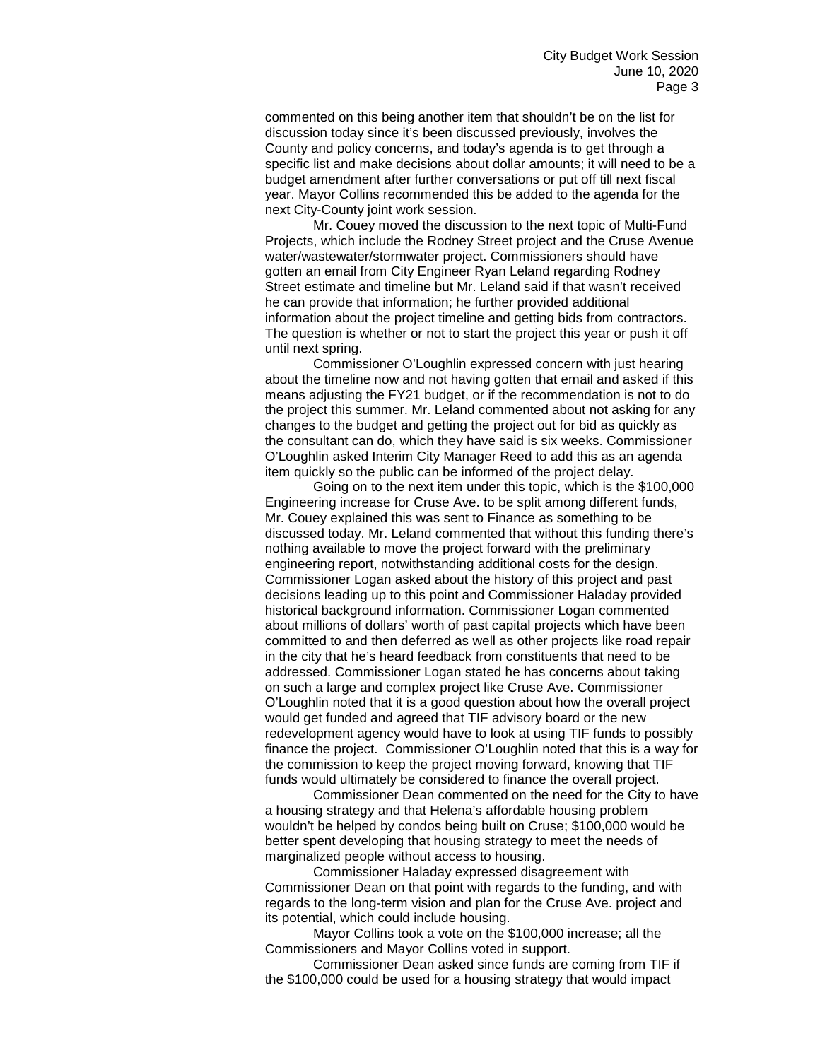commented on this being another item that shouldn't be on the list for discussion today since it's been discussed previously, involves the County and policy concerns, and today's agenda is to get through a specific list and make decisions about dollar amounts; it will need to be a budget amendment after further conversations or put off till next fiscal year. Mayor Collins recommended this be added to the agenda for the next City-County joint work session.

Mr. Couey moved the discussion to the next topic of Multi-Fund Projects, which include the Rodney Street project and the Cruse Avenue water/wastewater/stormwater project. Commissioners should have gotten an email from City Engineer Ryan Leland regarding Rodney Street estimate and timeline but Mr. Leland said if that wasn't received he can provide that information; he further provided additional information about the project timeline and getting bids from contractors. The question is whether or not to start the project this year or push it off until next spring.

Commissioner O'Loughlin expressed concern with just hearing about the timeline now and not having gotten that email and asked if this means adjusting the FY21 budget, or if the recommendation is not to do the project this summer. Mr. Leland commented about not asking for any changes to the budget and getting the project out for bid as quickly as the consultant can do, which they have said is six weeks. Commissioner O'Loughlin asked Interim City Manager Reed to add this as an agenda item quickly so the public can be informed of the project delay.

Going on to the next item under this topic, which is the $100,000 Engineering increase for Cruse Ave. to be split among different funds, Mr. Couey explained this was sent to Finance as something to be discussed today. Mr. Leland commented that without this funding there's nothing available to move the project forward with the preliminary engineering report, notwithstanding additional costs for the design. Commissioner Logan asked about the history of this project and past decisions leading up to this point and Commissioner Haladay provided historical background information. Commissioner Logan commented about millions of dollars' worth of past capital projects which have been committed to and then deferred as well as other projects like road repair in the city that he's heard feedback from constituents that need to be addressed. Commissioner Logan stated he has concerns about taking on such a large and complex project like Cruse Ave. Commissioner O'Loughlin noted that it is a good question about how the overall project would get funded and agreed that TIF advisory board or the new redevelopment agency would have to look at using TIF funds to possibly finance the project. Commissioner O'Loughlin noted that this is a way for the commission to keep the project moving forward, knowing that TIF funds would ultimately be considered to finance the overall project.

Commissioner Dean commented on the need for the City to have a housing strategy and that Helena's affordable housing problem wouldn't be helped by condos being built on Cruse; $100,000 would be better spent developing that housing strategy to meet the needs of marginalized people without access to housing.

Commissioner Haladay expressed disagreement with Commissioner Dean on that point with regards to the funding, and with regards to the long-term vision and plan for the Cruse Ave. project and its potential, which could include housing.

Mayor Collins took a vote on the $100,000 increase; all the Commissioners and Mayor Collins voted in support.

Commissioner Dean asked since funds are coming from TIF if the $100,000 could be used for a housing strategy that would impact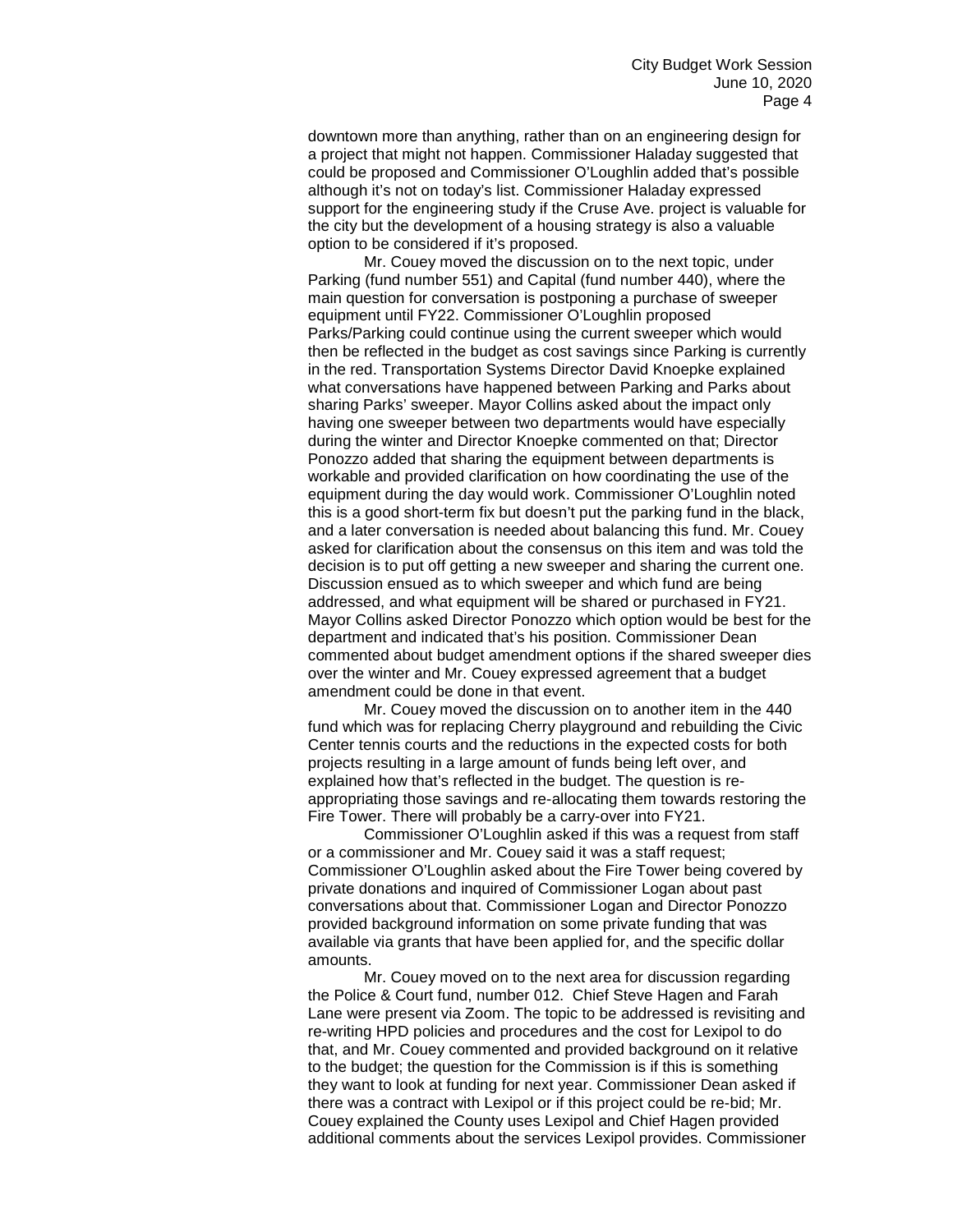downtown more than anything, rather than on an engineering design for a project that might not happen. Commissioner Haladay suggested that could be proposed and Commissioner O'Loughlin added that's possible although it's not on today's list. Commissioner Haladay expressed support for the engineering study if the Cruse Ave. project is valuable for the city but the development of a housing strategy is also a valuable option to be considered if it's proposed.

Mr. Couey moved the discussion on to the next topic, under Parking (fund number 551) and Capital (fund number 440), where the main question for conversation is postponing a purchase of sweeper equipment until FY22. Commissioner O'Loughlin proposed Parks/Parking could continue using the current sweeper which would then be reflected in the budget as cost savings since Parking is currently in the red. Transportation Systems Director David Knoepke explained what conversations have happened between Parking and Parks about sharing Parks' sweeper. Mayor Collins asked about the impact only having one sweeper between two departments would have especially during the winter and Director Knoepke commented on that; Director Ponozzo added that sharing the equipment between departments is workable and provided clarification on how coordinating the use of the equipment during the day would work. Commissioner O'Loughlin noted this is a good short-term fix but doesn't put the parking fund in the black, and a later conversation is needed about balancing this fund. Mr. Couey asked for clarification about the consensus on this item and was told the decision is to put off getting a new sweeper and sharing the current one. Discussion ensued as to which sweeper and which fund are being addressed, and what equipment will be shared or purchased in FY21. Mayor Collins asked Director Ponozzo which option would be best for the department and indicated that's his position. Commissioner Dean commented about budget amendment options if the shared sweeper dies over the winter and Mr. Couey expressed agreement that a budget amendment could be done in that event.

Mr. Couey moved the discussion on to another item in the 440 fund which was for replacing Cherry playground and rebuilding the Civic Center tennis courts and the reductions in the expected costs for both projects resulting in a large amount of funds being left over, and explained how that's reflected in the budget. The question is re-appropriating those savings and re-allocating them towards restoring the Fire Tower. There will probably be a carry-over into FY21.

Commissioner O'Loughlin asked if this was a request from staff or a commissioner and Mr. Couey said it was a staff request; Commissioner O'Loughlin asked about the Fire Tower being covered by private donations and inquired of Commissioner Logan about past conversations about that. Commissioner Logan and Director Ponozzo provided background information on some private funding that was available via grants that have been applied for, and the specific dollar amounts.

Mr. Couey moved on to the next area for discussion regarding the Police & Court fund, number 012. Chief Steve Hagen and Farah Lane were present via Zoom. The topic to be addressed is revisiting and re-writing HPD policies and procedures and the cost for Lexipol to do that, and Mr. Couey commented and provided background on it relative to the budget; the question for the Commission is if this is something they want to look at funding for next year. Commissioner Dean asked if there was a contract with Lexipol or if this project could be re-bid; Mr. Couey explained the County uses Lexipol and Chief Hagen provided additional comments about the services Lexipol provides. Commissioner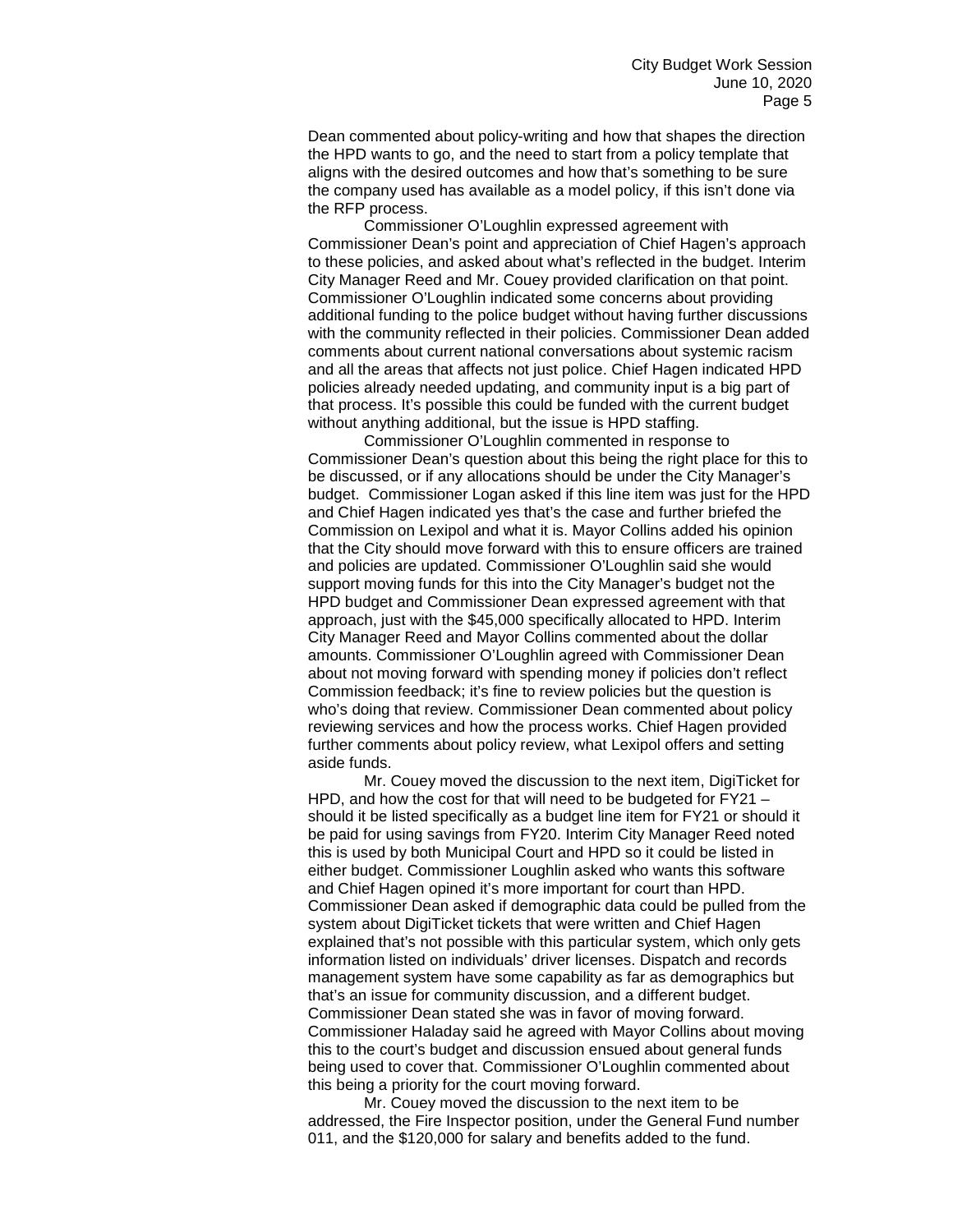Dean commented about policy-writing and how that shapes the direction the HPD wants to go, and the need to start from a policy template that aligns with the desired outcomes and how that's something to be sure the company used has available as a model policy, if this isn't done via the RFP process.

Commissioner O'Loughlin expressed agreement with Commissioner Dean's point and appreciation of Chief Hagen's approach to these policies, and asked about what's reflected in the budget. Interim City Manager Reed and Mr. Couey provided clarification on that point. Commissioner O'Loughlin indicated some concerns about providing additional funding to the police budget without having further discussions with the community reflected in their policies. Commissioner Dean added comments about current national conversations about systemic racism and all the areas that affects not just police. Chief Hagen indicated HPD policies already needed updating, and community input is a big part of that process. It's possible this could be funded with the current budget without anything additional, but the issue is HPD staffing.

Commissioner O'Loughlin commented in response to Commissioner Dean's question about this being the right place for this to be discussed, or if any allocations should be under the City Manager's budget. Commissioner Logan asked if this line item was just for the HPD and Chief Hagen indicated yes that's the case and further briefed the Commission on Lexipol and what it is. Mayor Collins added his opinion that the City should move forward with this to ensure officers are trained and policies are updated. Commissioner O'Loughlin said she would support moving funds for this into the City Manager's budget not the HPD budget and Commissioner Dean expressed agreement with that approach, just with the $45,000 specifically allocated to HPD. Interim City Manager Reed and Mayor Collins commented about the dollar amounts. Commissioner O'Loughlin agreed with Commissioner Dean about not moving forward with spending money if policies don't reflect Commission feedback; it's fine to review policies but the question is who's doing that review. Commissioner Dean commented about policy reviewing services and how the process works. Chief Hagen provided further comments about policy review, what Lexipol offers and setting aside funds.

Mr. Couey moved the discussion to the next item, DigiTicket for HPD, and how the cost for that will need to be budgeted for FY21 – should it be listed specifically as a budget line item for FY21 or should it be paid for using savings from FY20. Interim City Manager Reed noted this is used by both Municipal Court and HPD so it could be listed in either budget. Commissioner Loughlin asked who wants this software and Chief Hagen opined it's more important for court than HPD. Commissioner Dean asked if demographic data could be pulled from the system about DigiTicket tickets that were written and Chief Hagen explained that's not possible with this particular system, which only gets information listed on individuals' driver licenses. Dispatch and records management system have some capability as far as demographics but that's an issue for community discussion, and a different budget. Commissioner Dean stated she was in favor of moving forward. Commissioner Haladay said he agreed with Mayor Collins about moving this to the court's budget and discussion ensued about general funds being used to cover that. Commissioner O'Loughlin commented about this being a priority for the court moving forward.

Mr. Couey moved the discussion to the next item to be addressed, the Fire Inspector position, under the General Fund number 011, and the $120,000 for salary and benefits added to the fund.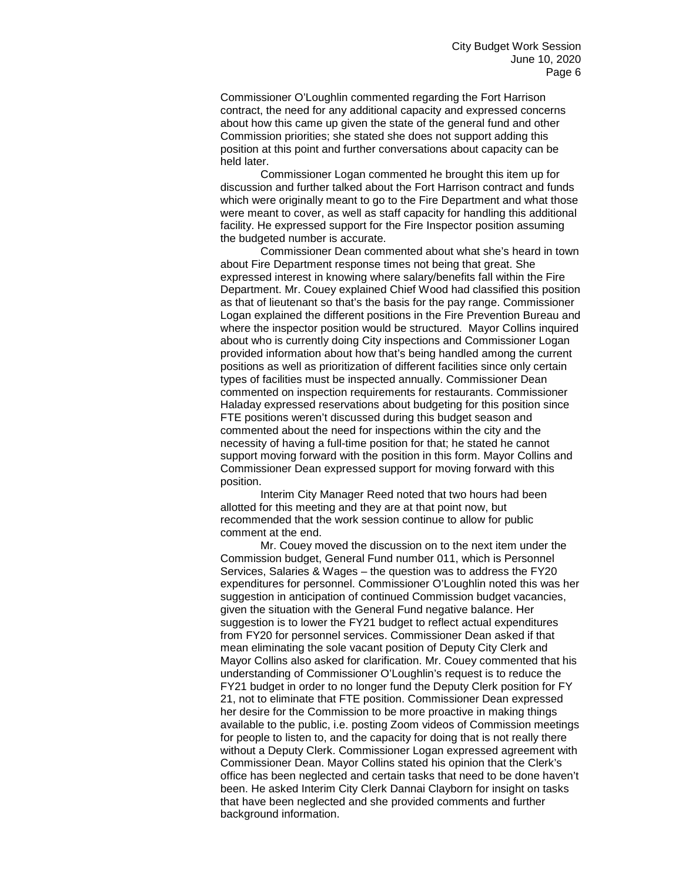Commissioner O'Loughlin commented regarding the Fort Harrison contract, the need for any additional capacity and expressed concerns about how this came up given the state of the general fund and other Commission priorities; she stated she does not support adding this position at this point and further conversations about capacity can be held later.

Commissioner Logan commented he brought this item up for discussion and further talked about the Fort Harrison contract and funds which were originally meant to go to the Fire Department and what those were meant to cover, as well as staff capacity for handling this additional facility. He expressed support for the Fire Inspector position assuming the budgeted number is accurate.

Commissioner Dean commented about what she's heard in town about Fire Department response times not being that great. She expressed interest in knowing where salary/benefits fall within the Fire Department. Mr. Couey explained Chief Wood had classified this position as that of lieutenant so that's the basis for the pay range. Commissioner Logan explained the different positions in the Fire Prevention Bureau and where the inspector position would be structured. Mayor Collins inquired about who is currently doing City inspections and Commissioner Logan provided information about how that's being handled among the current positions as well as prioritization of different facilities since only certain types of facilities must be inspected annually. Commissioner Dean commented on inspection requirements for restaurants. Commissioner Haladay expressed reservations about budgeting for this position since FTE positions weren't discussed during this budget season and commented about the need for inspections within the city and the necessity of having a full-time position for that; he stated he cannot support moving forward with the position in this form. Mayor Collins and Commissioner Dean expressed support for moving forward with this position.

Interim City Manager Reed noted that two hours had been allotted for this meeting and they are at that point now, but recommended that the work session continue to allow for public comment at the end.

Mr. Couey moved the discussion on to the next item under the Commission budget, General Fund number 011, which is Personnel Services, Salaries & Wages – the question was to address the FY20 expenditures for personnel. Commissioner O'Loughlin noted this was her suggestion in anticipation of continued Commission budget vacancies, given the situation with the General Fund negative balance. Her suggestion is to lower the FY21 budget to reflect actual expenditures from FY20 for personnel services. Commissioner Dean asked if that mean eliminating the sole vacant position of Deputy City Clerk and Mayor Collins also asked for clarification. Mr. Couey commented that his understanding of Commissioner O'Loughlin's request is to reduce the FY21 budget in order to no longer fund the Deputy Clerk position for FY 21, not to eliminate that FTE position. Commissioner Dean expressed her desire for the Commission to be more proactive in making things available to the public, i.e. posting Zoom videos of Commission meetings for people to listen to, and the capacity for doing that is not really there without a Deputy Clerk. Commissioner Logan expressed agreement with Commissioner Dean. Mayor Collins stated his opinion that the Clerk's office has been neglected and certain tasks that need to be done haven't been. He asked Interim City Clerk Dannai Clayborn for insight on tasks that have been neglected and she provided comments and further background information.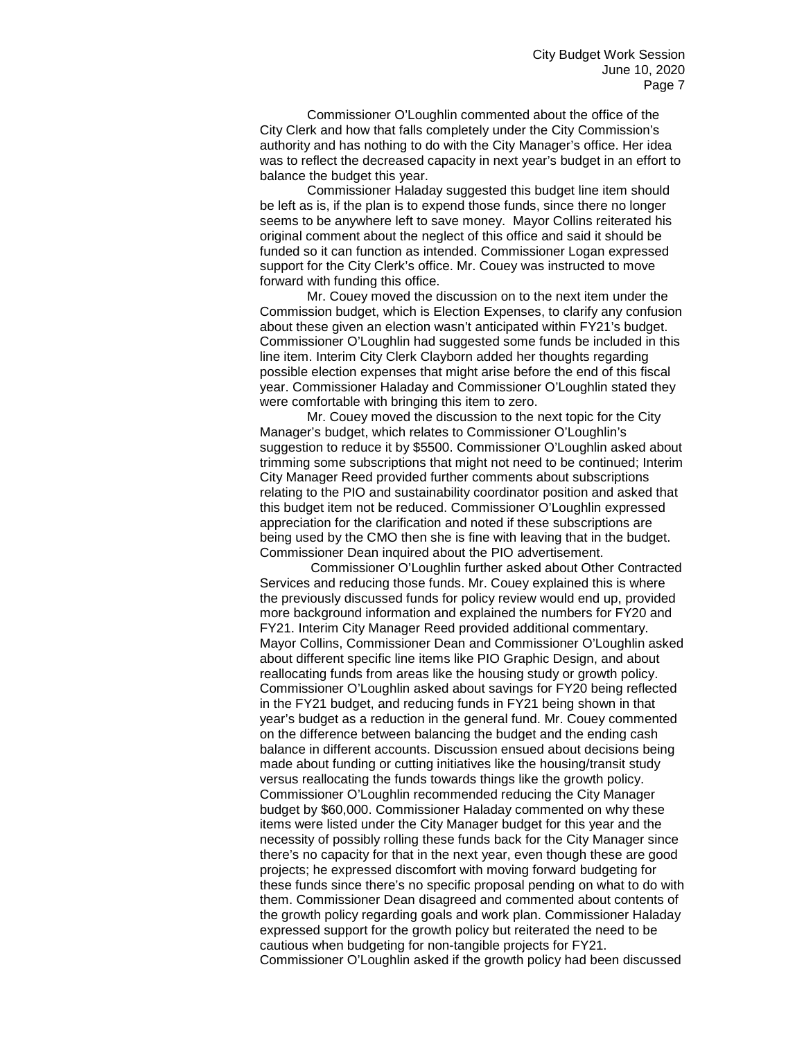Commissioner O'Loughlin commented about the office of the City Clerk and how that falls completely under the City Commission's authority and has nothing to do with the City Manager's office. Her idea was to reflect the decreased capacity in next year's budget in an effort to balance the budget this year.

Commissioner Haladay suggested this budget line item should be left as is, if the plan is to expend those funds, since there no longer seems to be anywhere left to save money. Mayor Collins reiterated his original comment about the neglect of this office and said it should be funded so it can function as intended. Commissioner Logan expressed support for the City Clerk's office. Mr. Couey was instructed to move forward with funding this office.

Mr. Couey moved the discussion on to the next item under the Commission budget, which is Election Expenses, to clarify any confusion about these given an election wasn't anticipated within FY21's budget. Commissioner O'Loughlin had suggested some funds be included in this line item. Interim City Clerk Clayborn added her thoughts regarding possible election expenses that might arise before the end of this fiscal year. Commissioner Haladay and Commissioner O'Loughlin stated they were comfortable with bringing this item to zero.

Mr. Couey moved the discussion to the next topic for the City Manager's budget, which relates to Commissioner O'Loughlin's suggestion to reduce it by $5500. Commissioner O'Loughlin asked about trimming some subscriptions that might not need to be continued; Interim City Manager Reed provided further comments about subscriptions relating to the PIO and sustainability coordinator position and asked that this budget item not be reduced. Commissioner O'Loughlin expressed appreciation for the clarification and noted if these subscriptions are being used by the CMO then she is fine with leaving that in the budget. Commissioner Dean inquired about the PIO advertisement.

Commissioner O'Loughlin further asked about Other Contracted Services and reducing those funds. Mr. Couey explained this is where the previously discussed funds for policy review would end up, provided more background information and explained the numbers for FY20 and FY21. Interim City Manager Reed provided additional commentary. Mayor Collins, Commissioner Dean and Commissioner O'Loughlin asked about different specific line items like PIO Graphic Design, and about reallocating funds from areas like the housing study or growth policy. Commissioner O'Loughlin asked about savings for FY20 being reflected in the FY21 budget, and reducing funds in FY21 being shown in that year's budget as a reduction in the general fund. Mr. Couey commented on the difference between balancing the budget and the ending cash balance in different accounts. Discussion ensued about decisions being made about funding or cutting initiatives like the housing/transit study versus reallocating the funds towards things like the growth policy. Commissioner O'Loughlin recommended reducing the City Manager budget by $60,000. Commissioner Haladay commented on why these items were listed under the City Manager budget for this year and the necessity of possibly rolling these funds back for the City Manager since there's no capacity for that in the next year, even though these are good projects; he expressed discomfort with moving forward budgeting for these funds since there's no specific proposal pending on what to do with them. Commissioner Dean disagreed and commented about contents of the growth policy regarding goals and work plan. Commissioner Haladay expressed support for the growth policy but reiterated the need to be cautious when budgeting for non-tangible projects for FY21. Commissioner O'Loughlin asked if the growth policy had been discussed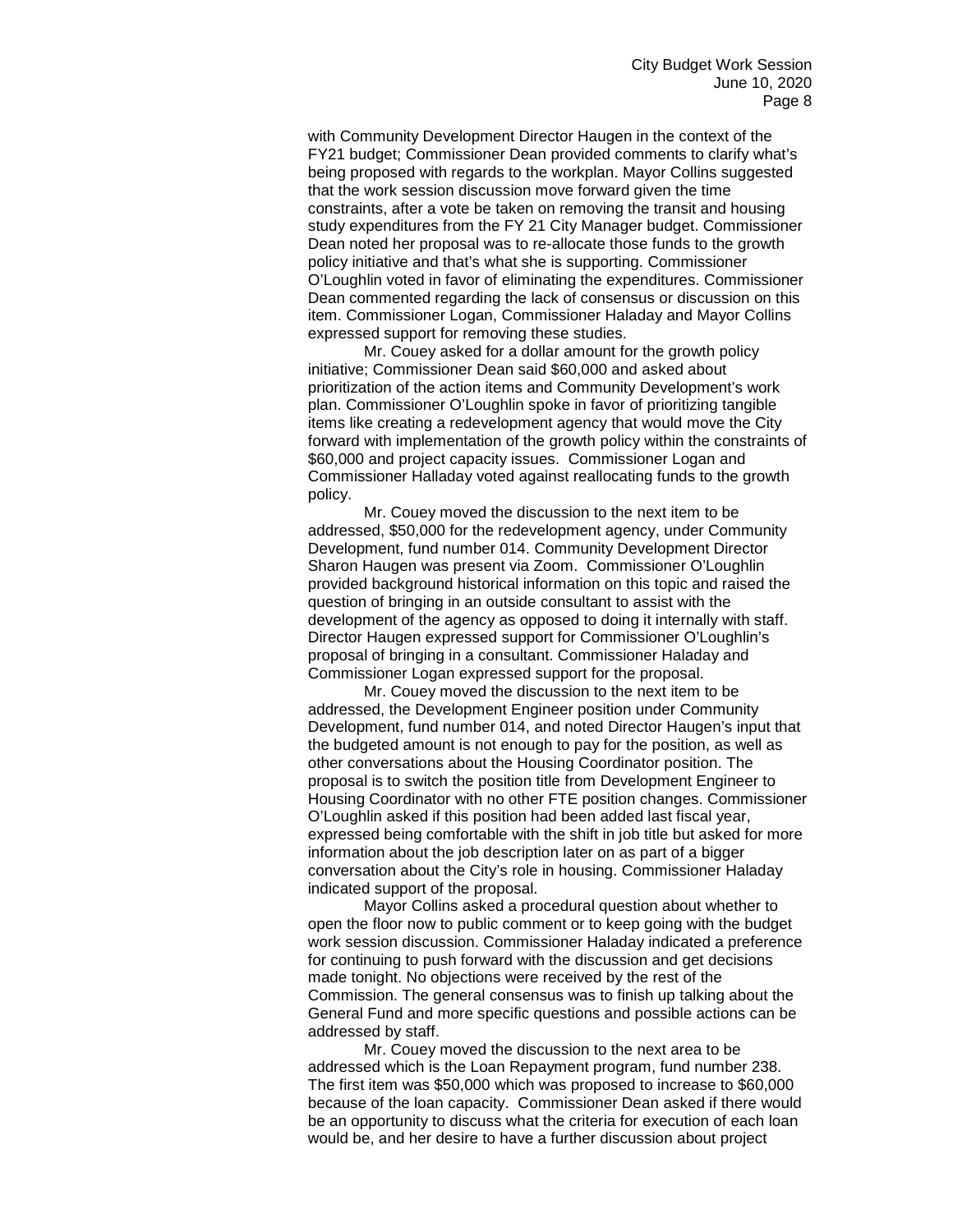with Community Development Director Haugen in the context of the FY21 budget; Commissioner Dean provided comments to clarify what's being proposed with regards to the workplan. Mayor Collins suggested that the work session discussion move forward given the time constraints, after a vote be taken on removing the transit and housing study expenditures from the FY 21 City Manager budget. Commissioner Dean noted her proposal was to re-allocate those funds to the growth policy initiative and that's what she is supporting. Commissioner O'Loughlin voted in favor of eliminating the expenditures. Commissioner Dean commented regarding the lack of consensus or discussion on this item. Commissioner Logan, Commissioner Haladay and Mayor Collins expressed support for removing these studies.

Mr. Couey asked for a dollar amount for the growth policy initiative; Commissioner Dean said $60,000 and asked about prioritization of the action items and Community Development's work plan. Commissioner O'Loughlin spoke in favor of prioritizing tangible items like creating a redevelopment agency that would move the City forward with implementation of the growth policy within the constraints of $60,000 and project capacity issues. Commissioner Logan and Commissioner Halladay voted against reallocating funds to the growth policy.

Mr. Couey moved the discussion to the next item to be addressed, $50,000 for the redevelopment agency, under Community Development, fund number 014. Community Development Director Sharon Haugen was present via Zoom. Commissioner O'Loughlin provided background historical information on this topic and raised the question of bringing in an outside consultant to assist with the development of the agency as opposed to doing it internally with staff. Director Haugen expressed support for Commissioner O'Loughlin's proposal of bringing in a consultant. Commissioner Haladay and Commissioner Logan expressed support for the proposal.

Mr. Couey moved the discussion to the next item to be addressed, the Development Engineer position under Community Development, fund number 014, and noted Director Haugen's input that the budgeted amount is not enough to pay for the position, as well as other conversations about the Housing Coordinator position. The proposal is to switch the position title from Development Engineer to Housing Coordinator with no other FTE position changes. Commissioner O'Loughlin asked if this position had been added last fiscal year, expressed being comfortable with the shift in job title but asked for more information about the job description later on as part of a bigger conversation about the City's role in housing. Commissioner Haladay indicated support of the proposal.

Mayor Collins asked a procedural question about whether to open the floor now to public comment or to keep going with the budget work session discussion. Commissioner Haladay indicated a preference for continuing to push forward with the discussion and get decisions made tonight. No objections were received by the rest of the Commission. The general consensus was to finish up talking about the General Fund and more specific questions and possible actions can be addressed by staff.

Mr. Couey moved the discussion to the next area to be addressed which is the Loan Repayment program, fund number 238. The first item was $50,000 which was proposed to increase to $60,000 because of the loan capacity. Commissioner Dean asked if there would be an opportunity to discuss what the criteria for execution of each loan would be, and her desire to have a further discussion about project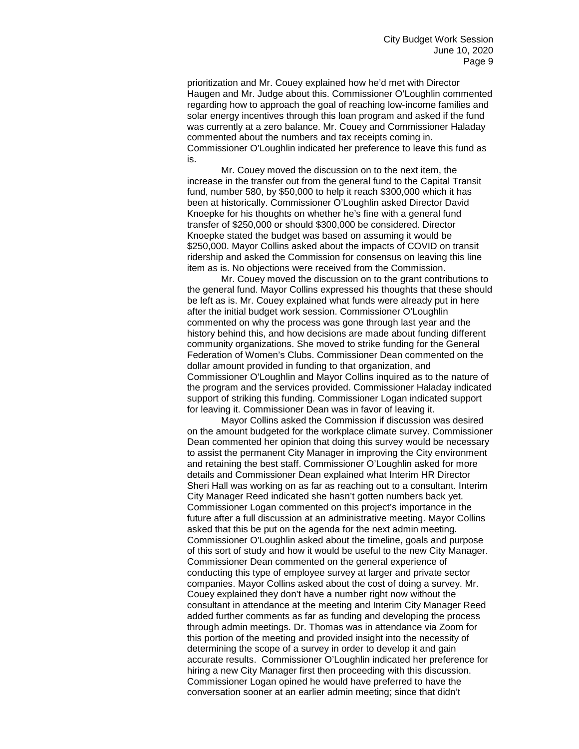prioritization and Mr. Couey explained how he'd met with Director Haugen and Mr. Judge about this. Commissioner O'Loughlin commented regarding how to approach the goal of reaching low-income families and solar energy incentives through this loan program and asked if the fund was currently at a zero balance. Mr. Couey and Commissioner Haladay commented about the numbers and tax receipts coming in. Commissioner O'Loughlin indicated her preference to leave this fund as is.

Mr. Couey moved the discussion on to the next item, the increase in the transfer out from the general fund to the Capital Transit fund, number 580, by $50,000 to help it reach $300,000 which it has been at historically. Commissioner O'Loughlin asked Director David Knoepke for his thoughts on whether he's fine with a general fund transfer of $250,000 or should $300,000 be considered. Director Knoepke stated the budget was based on assuming it would be $250,000. Mayor Collins asked about the impacts of COVID on transit ridership and asked the Commission for consensus on leaving this line item as is. No objections were received from the Commission.

Mr. Couey moved the discussion on to the grant contributions to the general fund. Mayor Collins expressed his thoughts that these should be left as is. Mr. Couey explained what funds were already put in here after the initial budget work session. Commissioner O'Loughlin commented on why the process was gone through last year and the history behind this, and how decisions are made about funding different community organizations. She moved to strike funding for the General Federation of Women's Clubs. Commissioner Dean commented on the dollar amount provided in funding to that organization, and Commissioner O'Loughlin and Mayor Collins inquired as to the nature of the program and the services provided. Commissioner Haladay indicated support of striking this funding. Commissioner Logan indicated support for leaving it. Commissioner Dean was in favor of leaving it.

Mayor Collins asked the Commission if discussion was desired on the amount budgeted for the workplace climate survey. Commissioner Dean commented her opinion that doing this survey would be necessary to assist the permanent City Manager in improving the City environment and retaining the best staff. Commissioner O'Loughlin asked for more details and Commissioner Dean explained what Interim HR Director Sheri Hall was working on as far as reaching out to a consultant. Interim City Manager Reed indicated she hasn't gotten numbers back yet. Commissioner Logan commented on this project's importance in the future after a full discussion at an administrative meeting. Mayor Collins asked that this be put on the agenda for the next admin meeting. Commissioner O'Loughlin asked about the timeline, goals and purpose of this sort of study and how it would be useful to the new City Manager. Commissioner Dean commented on the general experience of conducting this type of employee survey at larger and private sector companies. Mayor Collins asked about the cost of doing a survey. Mr. Couey explained they don't have a number right now without the consultant in attendance at the meeting and Interim City Manager Reed added further comments as far as funding and developing the process through admin meetings. Dr. Thomas was in attendance via Zoom for this portion of the meeting and provided insight into the necessity of determining the scope of a survey in order to develop it and gain accurate results. Commissioner O'Loughlin indicated her preference for hiring a new City Manager first then proceeding with this discussion. Commissioner Logan opined he would have preferred to have the conversation sooner at an earlier admin meeting; since that didn't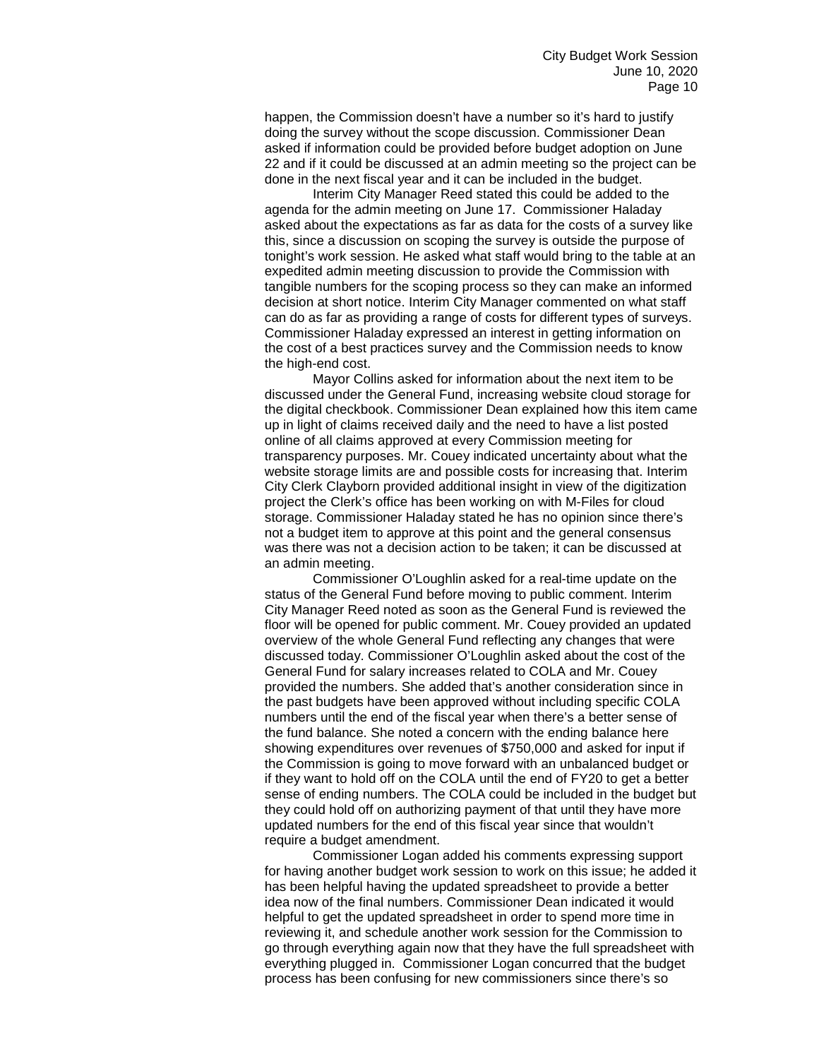happen, the Commission doesn't have a number so it's hard to justify doing the survey without the scope discussion. Commissioner Dean asked if information could be provided before budget adoption on June 22 and if it could be discussed at an admin meeting so the project can be done in the next fiscal year and it can be included in the budget.

Interim City Manager Reed stated this could be added to the agenda for the admin meeting on June 17. Commissioner Haladay asked about the expectations as far as data for the costs of a survey like this, since a discussion on scoping the survey is outside the purpose of tonight's work session. He asked what staff would bring to the table at an expedited admin meeting discussion to provide the Commission with tangible numbers for the scoping process so they can make an informed decision at short notice. Interim City Manager commented on what staff can do as far as providing a range of costs for different types of surveys. Commissioner Haladay expressed an interest in getting information on the cost of a best practices survey and the Commission needs to know the high-end cost.

Mayor Collins asked for information about the next item to be discussed under the General Fund, increasing website cloud storage for the digital checkbook. Commissioner Dean explained how this item came up in light of claims received daily and the need to have a list posted online of all claims approved at every Commission meeting for transparency purposes. Mr. Couey indicated uncertainty about what the website storage limits are and possible costs for increasing that. Interim City Clerk Clayborn provided additional insight in view of the digitization project the Clerk's office has been working on with M-Files for cloud storage. Commissioner Haladay stated he has no opinion since there's not a budget item to approve at this point and the general consensus was there was not a decision action to be taken; it can be discussed at an admin meeting.

Commissioner O'Loughlin asked for a real-time update on the status of the General Fund before moving to public comment. Interim City Manager Reed noted as soon as the General Fund is reviewed the floor will be opened for public comment. Mr. Couey provided an updated overview of the whole General Fund reflecting any changes that were discussed today. Commissioner O'Loughlin asked about the cost of the General Fund for salary increases related to COLA and Mr. Couey provided the numbers. She added that's another consideration since in the past budgets have been approved without including specific COLA numbers until the end of the fiscal year when there's a better sense of the fund balance. She noted a concern with the ending balance here showing expenditures over revenues of $750,000 and asked for input if the Commission is going to move forward with an unbalanced budget or if they want to hold off on the COLA until the end of FY20 to get a better sense of ending numbers. The COLA could be included in the budget but they could hold off on authorizing payment of that until they have more updated numbers for the end of this fiscal year since that wouldn't require a budget amendment.

Commissioner Logan added his comments expressing support for having another budget work session to work on this issue; he added it has been helpful having the updated spreadsheet to provide a better idea now of the final numbers. Commissioner Dean indicated it would helpful to get the updated spreadsheet in order to spend more time in reviewing it, and schedule another work session for the Commission to go through everything again now that they have the full spreadsheet with everything plugged in. Commissioner Logan concurred that the budget process has been confusing for new commissioners since there's so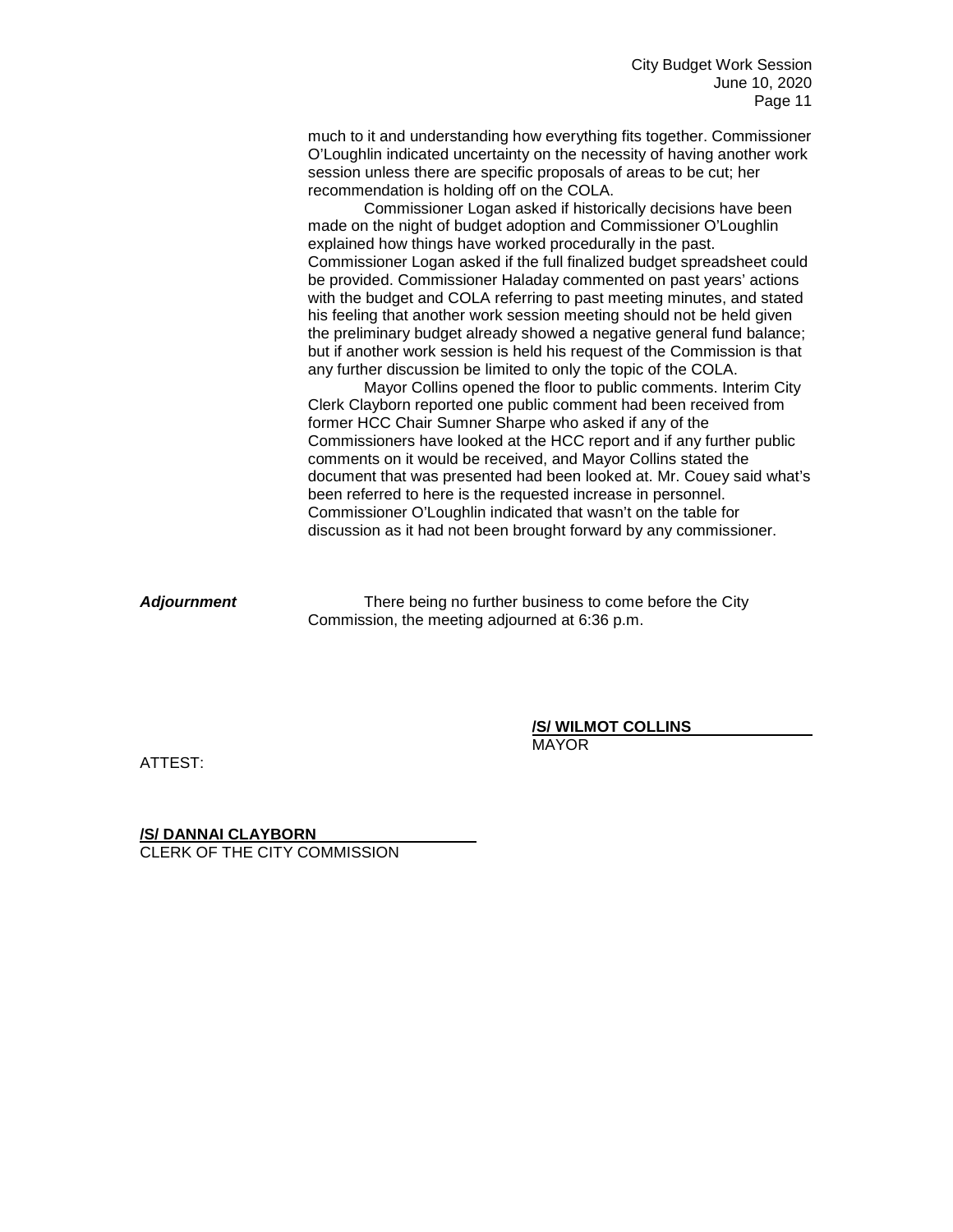much to it and understanding how everything fits together. Commissioner O'Loughlin indicated uncertainty on the necessity of having another work session unless there are specific proposals of areas to be cut; her recommendation is holding off on the COLA.

Commissioner Logan asked if historically decisions have been made on the night of budget adoption and Commissioner O'Loughlin explained how things have worked procedurally in the past. Commissioner Logan asked if the full finalized budget spreadsheet could be provided. Commissioner Haladay commented on past years' actions with the budget and COLA referring to past meeting minutes, and stated his feeling that another work session meeting should not be held given the preliminary budget already showed a negative general fund balance; but if another work session is held his request of the Commission is that any further discussion be limited to only the topic of the COLA.

Mayor Collins opened the floor to public comments. Interim City Clerk Clayborn reported one public comment had been received from former HCC Chair Sumner Sharpe who asked if any of the Commissioners have looked at the HCC report and if any further public comments on it would be received, and Mayor Collins stated the document that was presented had been looked at. Mr. Couey said what's been referred to here is the requested increase in personnel. Commissioner O'Loughlin indicated that wasn't on the table for discussion as it had not been brought forward by any commissioner.

***Adjournment***

There being no further business to come before the City Commission, the meeting adjourned at 6:36 p.m.

**/S/ WILMOT COLLINS**
MAYOR

ATTEST:

**/S/ DANNAI CLAYBORN**
CLERK OF THE CITY COMMISSION